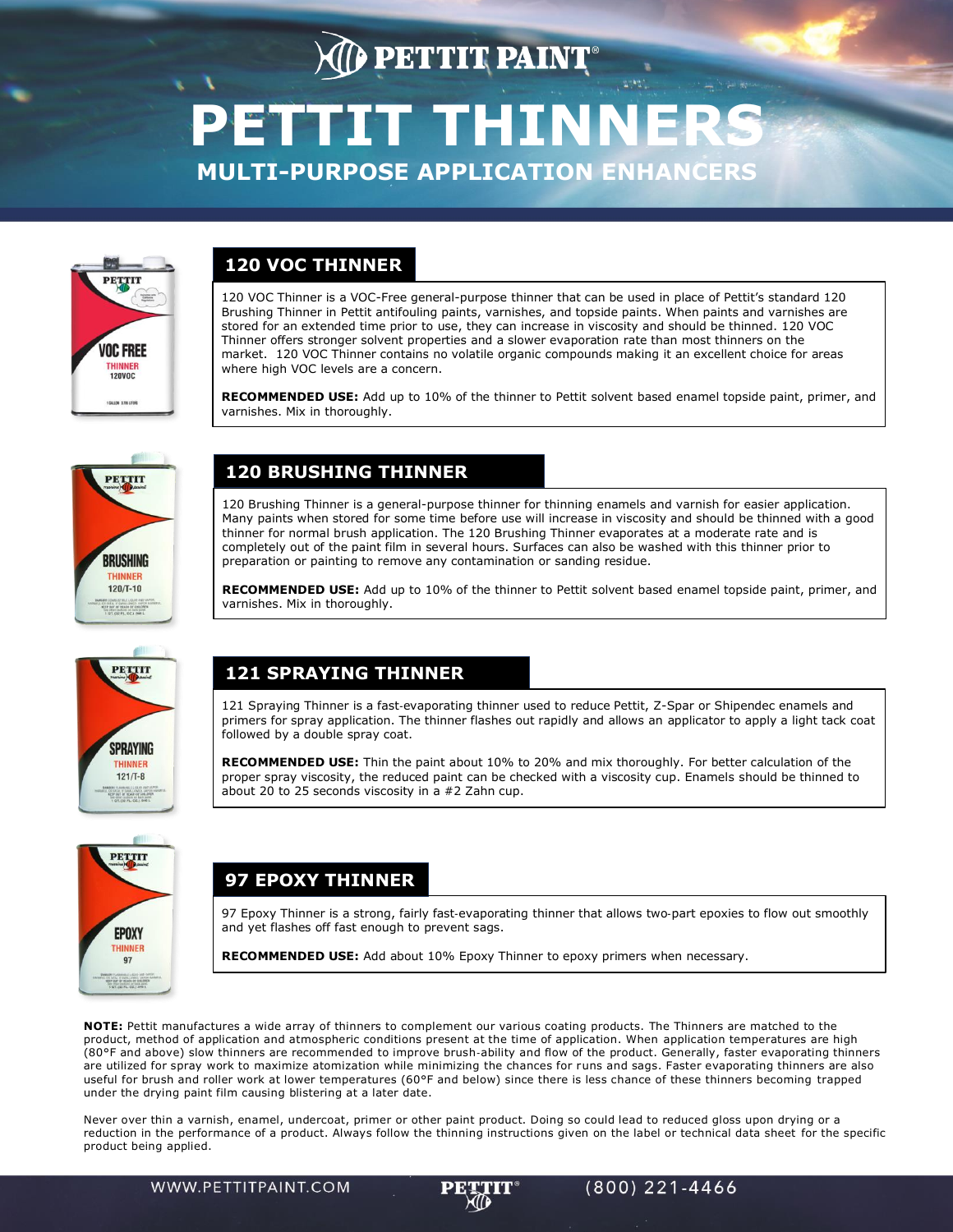# PETTIT THINNERS

## MULTI-PURPOSE APPLICATION ENHANCERS

### 120 VOC THINNER

120 VOC Thinner is a VOC-Free general-purpose thinner that can be used in place of Pettit's standard 120 Brushing Thinner in Pettit antifouling paints, varnishes, and topside paints. When paints and varnishes are stored for an extended time prior to use, they can increase in viscosity and should be thinned. 120 VOC Thinner offers stronger solvent properties and a slower evaporation rate than most thinners on the market. 120 VOC Thinner contains no volatile organic compounds making it an excellent choice for areas where high VOC levels are a concern.

**RECOMMENDED USE:** Add up to 10% of the thinner to Pettit solvent based enamel topside paint, primer, and varnishes. Mix in thoroughly.

### 120 BRUSHING THINNER

120 Brushing Thinner is a general-purpose thinner for thinning enamels and varnish for easier application. Many paints when stored for some time before use will increase in viscosity and should be thinned with a good thinner for normal brush application. The 120 Brushing Thinner evaporates at a moderate rate and is completely out of the paint film in several hours. Surfaces can also be washed with this thinner prior to preparation or painting to remove any contamination or sanding residue.

**RECOMMENDED USE:** Add up to 10% of the thinner to Pettit solvent based enamel topside paint, primer, and varnishes. Mix in thoroughly.

### 121 SPRAYING THINNER

121 Spraying Thinner is a fast-evaporating thinner used to reduce Pettit, Z-Spar or Shipendec enamels and primers for spray application. The thinner flashes out rapidly and allows an applicator to apply a light tack coat followed by a double spray coat.

**RECOMMENDED USE:** Thin the paint about 10% to 20% and mix thoroughly. For better calculation of the proper spray viscosity, the reduced paint can be checked with a viscosity cup. Enamels should be thinned to about 20 to 25 seconds viscosity in a #2 Zahn cup.

### 97 EPOXY THINNER

97 Epoxy Thinner is a strong, fairly fast-evaporating thinner that allows two-part epoxies to flow out smoothly and yet flashes off fast enough to prevent sags.

**RECOMMENDED USE:** Add about 10% Epoxy Thinner to epoxy primers when necessary.

**NOTE:** Pettit manufactures a wide array of thinners to complement our various coating products. The Thinners are matched to the product, method of application and atmospheric conditions present at the time of application. When application temperatures are high (80°F and above) slow thinners are recommended to improve brush-ability and flow of the product. Generally, faster evaporating thinners are utilized for spray work to maximize atomization while minimizing the chances for runs and sags. Faster evaporating thinners are also useful for brush and roller work at lower temperatures (60°F and below) since there is less chance of these thinners becoming trapped under the drying paint film causing blistering at a later date.

Never over thin a varnish, enamel, undercoat, primer or other paint product. Doing so could lead to reduced gloss upon drying or a reduction in the performance of a product. Always follow the thinning instructions given on the label or technical data sheet for the specific product being applied.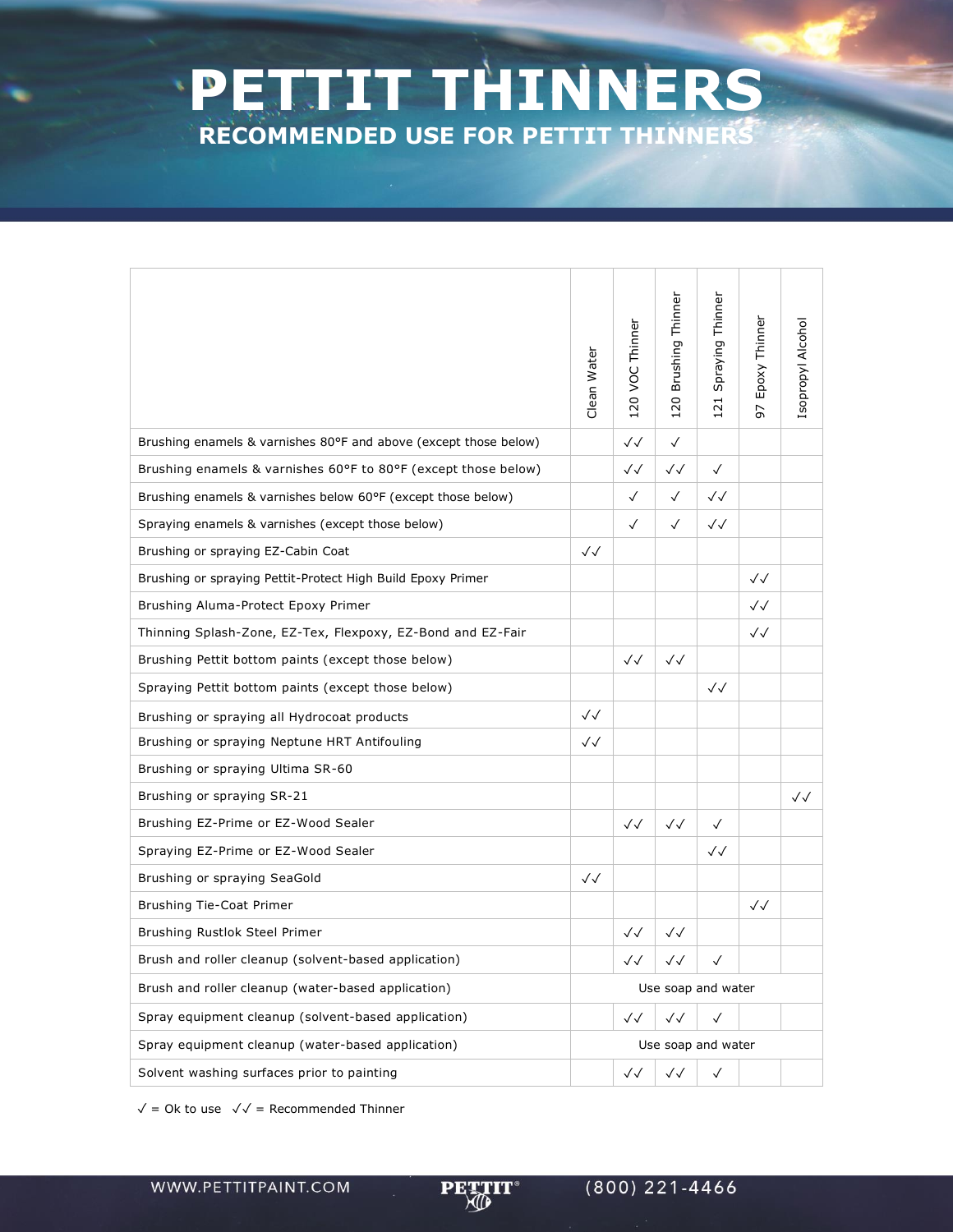# PETTIT THINNERS

## RECOMMENDED USE FOR PETTIT THINNERS

| | Clean Water | 120 VOC Thinner | 120 Brushing Thinner | 121 Spraying Thinner | 97 Epoxy Thinner | Isopropyl Alcohol |
|---|---|---|---|---|---|---|
| Brushing enamels & varnishes 80°F and above (except those below) | | ✓✓ | ✓ | | | |
| Brushing enamels & varnishes 60°F to 80°F (except those below) | | ✓✓ | ✓✓ | ✓ | | |
| Brushing enamels & varnishes below 60°F (except those below) | | ✓ | ✓ | ✓✓ | | |
| Spraying enamels & varnishes (except those below) | | ✓ | ✓ | ✓✓ | | |
| Brushing or spraying EZ-Cabin Coat | ✓✓ | | | | | |
| Brushing or spraying Pettit-Protect High Build Epoxy Primer | | | | | ✓✓ | |
| Brushing Aluma-Protect Epoxy Primer | | | | | ✓✓ | |
| Thinning Splash-Zone, EZ-Tex, Flexpoxy, EZ-Bond and EZ-Fair | | | | | ✓✓ | |
| Brushing Pettit bottom paints (except those below) | | ✓✓ | ✓✓ | | | |
| Spraying Pettit bottom paints (except those below) | | | | ✓✓ | | |
| Brushing or spraying all Hydrocoat products | ✓✓ | | | | | |
| Brushing or spraying Neptune HRT Antifouling | ✓✓ | | | | | |
| Brushing or spraying Ultima SR-60 | | | | | | |
| Brushing or spraying SR-21 | | | | | | ✓✓ |
| Brushing EZ-Prime or EZ-Wood Sealer | | ✓✓ | ✓✓ | ✓ | | |
| Spraying EZ-Prime or EZ-Wood Sealer | | | | ✓✓ | | |
| Brushing or spraying SeaGold | ✓✓ | | | | | |
| Brushing Tie-Coat Primer | | | | | ✓✓ | |
| Brushing Rustlok Steel Primer | | ✓✓ | ✓✓ | | | |
| Brush and roller cleanup (solvent-based application) | | ✓✓ | ✓✓ | ✓ | | |
| Brush and roller cleanup (water-based application) | Use soap and water | | | | | |
| Spray equipment cleanup (solvent-based application) | | ✓✓ | ✓✓ | ✓ | | |
| Spray equipment cleanup (water-based application) | Use soap and water | | | | | |
| Solvent washing surfaces prior to painting | | ✓✓ | ✓✓ | ✓ | | |

✓ = Ok to use ✓✓ = Recommended Thinner

WWW.PETTITPAINT.COM PETTIT® (800) 221-4466